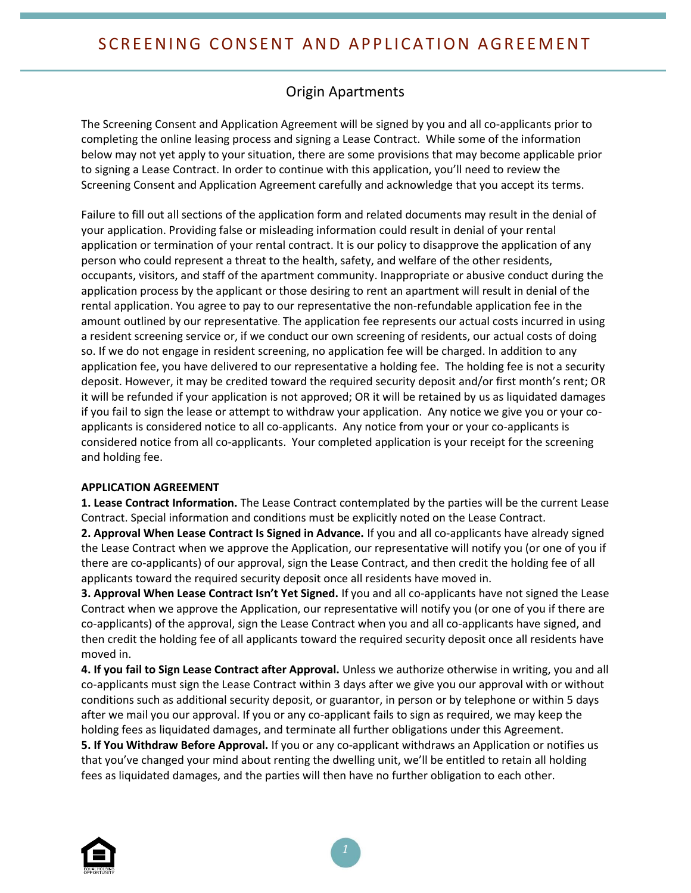# SCREENING CONSENT AND APPLICATION AGREEMENT

## Origin Apartments

The Screening Consent and Application Agreement will be signed by you and all co-applicants prior to completing the online leasing process and signing a Lease Contract. While some of the information below may not yet apply to your situation, there are some provisions that may become applicable prior to signing a Lease Contract. In order to continue with this application, you'll need to review the Screening Consent and Application Agreement carefully and acknowledge that you accept its terms.

Failure to fill out all sections of the application form and related documents may result in the denial of your application. Providing false or misleading information could result in denial of your rental application or termination of your rental contract. It is our policy to disapprove the application of any person who could represent a threat to the health, safety, and welfare of the other residents, occupants, visitors, and staff of the apartment community. Inappropriate or abusive conduct during the application process by the applicant or those desiring to rent an apartment will result in denial of the rental application. You agree to pay to our representative the non-refundable application fee in the amount outlined by our representative. The application fee represents our actual costs incurred in using a resident screening service or, if we conduct our own screening of residents, our actual costs of doing so. If we do not engage in resident screening, no application fee will be charged. In addition to any application fee, you have delivered to our representative a holding fee. The holding fee is not a security deposit. However, it may be credited toward the required security deposit and/or first month's rent; OR it will be refunded if your application is not approved; OR it will be retained by us as liquidated damages if you fail to sign the lease or attempt to withdraw your application. Any notice we give you or your co-applicants is considered notice to all co-applicants. Any notice from your or your co-applicants is considered notice from all co-applicants. Your completed application is your receipt for the screening and holding fee.

**APPLICATION AGREEMENT**

**1. Lease Contract Information.** The Lease Contract contemplated by the parties will be the current Lease Contract. Special information and conditions must be explicitly noted on the Lease Contract.

**2. Approval When Lease Contract Is Signed in Advance.** If you and all co-applicants have already signed the Lease Contract when we approve the Application, our representative will notify you (or one of you if there are co-applicants) of our approval, sign the Lease Contract, and then credit the holding fee of all applicants toward the required security deposit once all residents have moved in.

**3. Approval When Lease Contract Isn't Yet Signed.** If you and all co-applicants have not signed the Lease Contract when we approve the Application, our representative will notify you (or one of you if there are co-applicants) of the approval, sign the Lease Contract when you and all co-applicants have signed, and then credit the holding fee of all applicants toward the required security deposit once all residents have moved in.

**4. If you fail to Sign Lease Contract after Approval.** Unless we authorize otherwise in writing, you and all co-applicants must sign the Lease Contract within 3 days after we give you our approval with or without conditions such as additional security deposit, or guarantor, in person or by telephone or within 5 days after we mail you our approval. If you or any co-applicant fails to sign as required, we may keep the holding fees as liquidated damages, and terminate all further obligations under this Agreement.

**5. If You Withdraw Before Approval.** If you or any co-applicant withdraws an Application or notifies us that you've changed your mind about renting the dwelling unit, we'll be entitled to retain all holding fees as liquidated damages, and the parties will then have no further obligation to each other.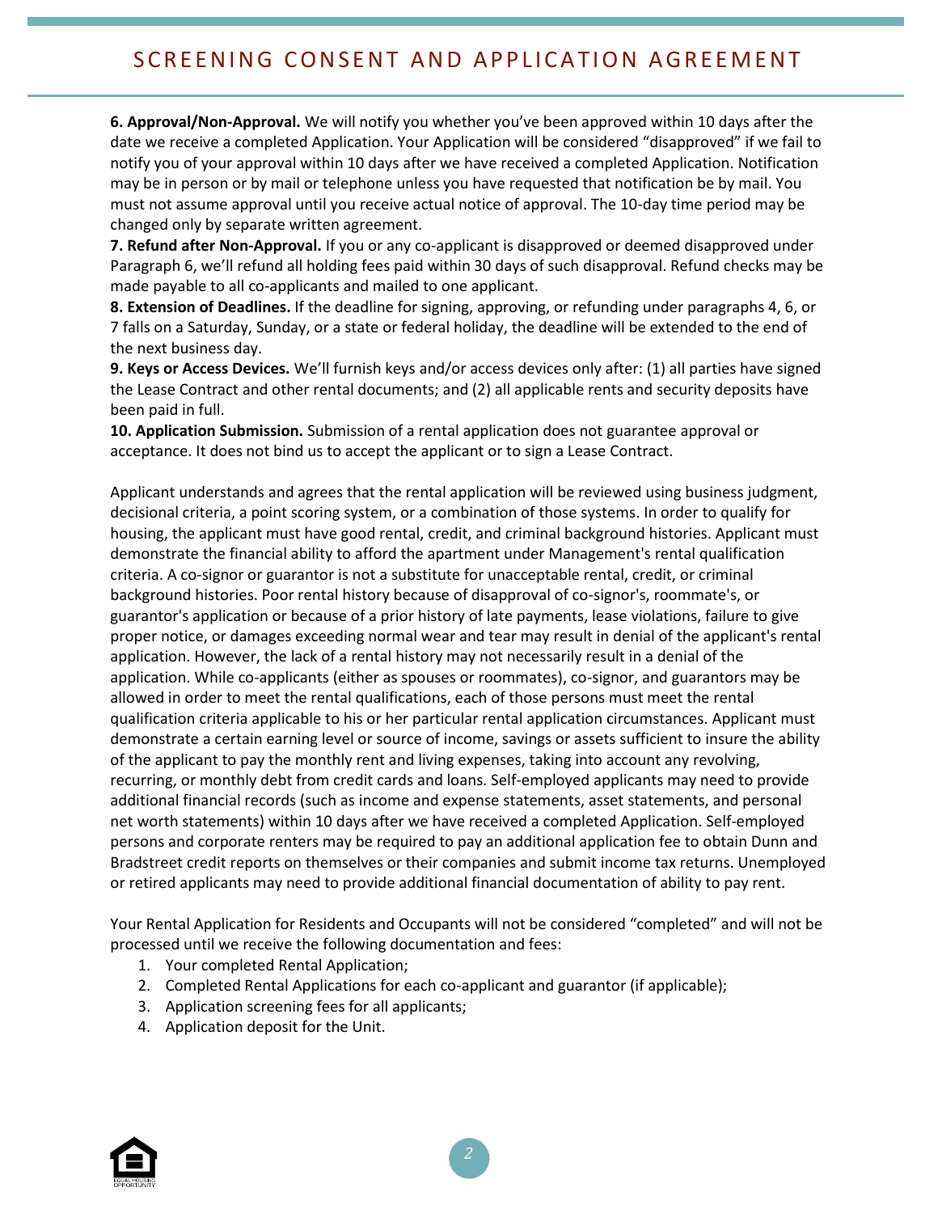# SCREENING CONSENT AND APPLICATION AGREEMENT

**6. Approval/Non-Approval.** We will notify you whether you've been approved within 10 days after the date we receive a completed Application. Your Application will be considered "disapproved" if we fail to notify you of your approval within 10 days after we have received a completed Application. Notification may be in person or by mail or telephone unless you have requested that notification be by mail. You must not assume approval until you receive actual notice of approval. The 10-day time period may be changed only by separate written agreement.

**7. Refund after Non-Approval.** If you or any co-applicant is disapproved or deemed disapproved under Paragraph 6, we'll refund all holding fees paid within 30 days of such disapproval. Refund checks may be made payable to all co-applicants and mailed to one applicant.

**8. Extension of Deadlines.** If the deadline for signing, approving, or refunding under paragraphs 4, 6, or 7 falls on a Saturday, Sunday, or a state or federal holiday, the deadline will be extended to the end of the next business day.

**9. Keys or Access Devices.** We'll furnish keys and/or access devices only after: (1) all parties have signed the Lease Contract and other rental documents; and (2) all applicable rents and security deposits have been paid in full.

**10. Application Submission.** Submission of a rental application does not guarantee approval or acceptance. It does not bind us to accept the applicant or to sign a Lease Contract.

Applicant understands and agrees that the rental application will be reviewed using business judgment, decisional criteria, a point scoring system, or a combination of those systems. In order to qualify for housing, the applicant must have good rental, credit, and criminal background histories. Applicant must demonstrate the financial ability to afford the apartment under Management's rental qualification criteria. A co-signor or guarantor is not a substitute for unacceptable rental, credit, or criminal background histories. Poor rental history because of disapproval of co-signor's, roommate's, or guarantor's application or because of a prior history of late payments, lease violations, failure to give proper notice, or damages exceeding normal wear and tear may result in denial of the applicant's rental application. However, the lack of a rental history may not necessarily result in a denial of the application. While co-applicants (either as spouses or roommates), co-signor, and guarantors may be allowed in order to meet the rental qualifications, each of those persons must meet the rental qualification criteria applicable to his or her particular rental application circumstances. Applicant must demonstrate a certain earning level or source of income, savings or assets sufficient to insure the ability of the applicant to pay the monthly rent and living expenses, taking into account any revolving, recurring, or monthly debt from credit cards and loans. Self-employed applicants may need to provide additional financial records (such as income and expense statements, asset statements, and personal net worth statements) within 10 days after we have received a completed Application. Self-employed persons and corporate renters may be required to pay an additional application fee to obtain Dunn and Bradstreet credit reports on themselves or their companies and submit income tax returns. Unemployed or retired applicants may need to provide additional financial documentation of ability to pay rent.

Your Rental Application for Residents and Occupants will not be considered "completed" and will not be processed until we receive the following documentation and fees:

1. Your completed Rental Application;
2. Completed Rental Applications for each co-applicant and guarantor (if applicable);
3. Application screening fees for all applicants;
4. Application deposit for the Unit.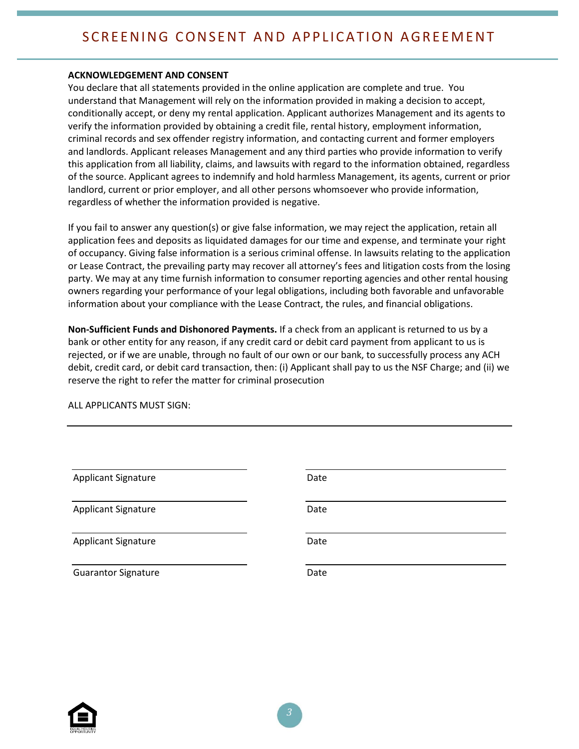# SCREENING CONSENT AND APPLICATION AGREEMENT

**ACKNOWLEDGEMENT AND CONSENT**

You declare that all statements provided in the online application are complete and true. You understand that Management will rely on the information provided in making a decision to accept, conditionally accept, or deny my rental application. Applicant authorizes Management and its agents to verify the information provided by obtaining a credit file, rental history, employment information, criminal records and sex offender registry information, and contacting current and former employers and landlords. Applicant releases Management and any third parties who provide information to verify this application from all liability, claims, and lawsuits with regard to the information obtained, regardless of the source. Applicant agrees to indemnify and hold harmless Management, its agents, current or prior landlord, current or prior employer, and all other persons whomsoever who provide information, regardless of whether the information provided is negative.

If you fail to answer any question(s) or give false information, we may reject the application, retain all application fees and deposits as liquidated damages for our time and expense, and terminate your right of occupancy. Giving false information is a serious criminal offense. In lawsuits relating to the application or Lease Contract, the prevailing party may recover all attorney's fees and litigation costs from the losing party. We may at any time furnish information to consumer reporting agencies and other rental housing owners regarding your performance of your legal obligations, including both favorable and unfavorable information about your compliance with the Lease Contract, the rules, and financial obligations.

**Non-Sufficient Funds and Dishonored Payments.** If a check from an applicant is returned to us by a bank or other entity for any reason, if any credit card or debit card payment from applicant to us is rejected, or if we are unable, through no fault of our own or our bank, to successfully process any ACH debit, credit card, or debit card transaction, then: (i) Applicant shall pay to us the NSF Charge; and (ii) we reserve the right to refer the matter for criminal prosecution

ALL APPLICANTS MUST SIGN:

_______________________________________________

_______________________ Applicant Signature  _______________________ Date

_______________________ Applicant Signature  _______________________ Date

_______________________ Applicant Signature  _______________________ Date

_______________________ Guarantor Signature  _______________________ Date

EQUAL HOUSING OPPORTUNITY